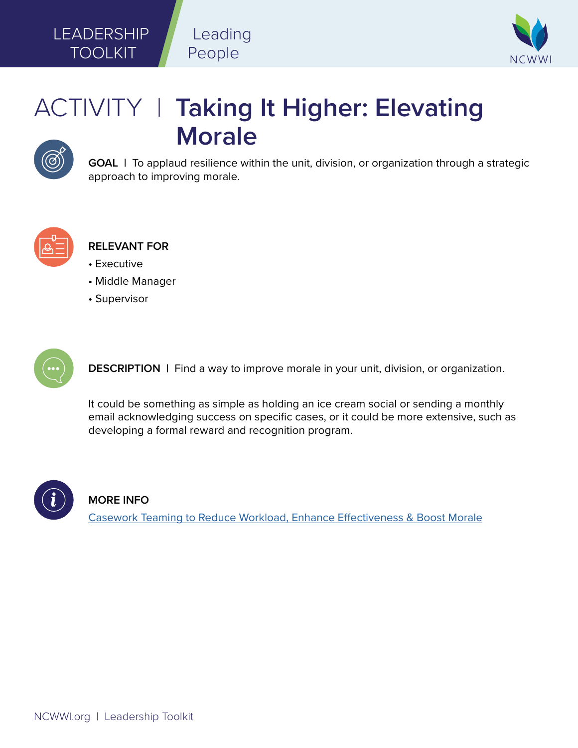LEADERSHIP TOOLKIT | Leading People

# ACTIVITY | Taking It Higher: Elevating Morale

**GOAL** | To applaud resilience within the unit, division, or organization through a strategic approach to improving morale.

**RELEVANT FOR**

- Executive
- Middle Manager
- Supervisor

**DESCRIPTION** | Find a way to improve morale in your unit, division, or organization.

It could be something as simple as holding an ice cream social or sending a monthly email acknowledging success on specific cases, or it could be more extensive, such as developing a formal reward and recognition program.

**MORE INFO**

Casework Teaming to Reduce Workload, Enhance Effectiveness & Boost Morale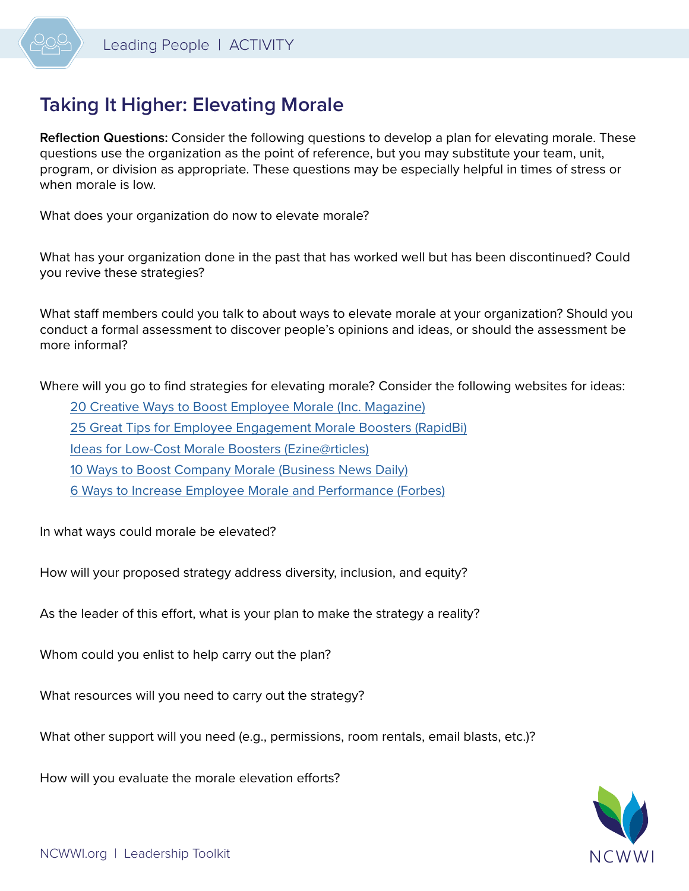# Taking It Higher: Elevating Morale

**Reflection Questions:** Consider the following questions to develop a plan for elevating morale. These questions use the organization as the point of reference, but you may substitute your team, unit, program, or division as appropriate. These questions may be especially helpful in times of stress or when morale is low.

What does your organization do now to elevate morale?

What has your organization done in the past that has worked well but has been discontinued? Could you revive these strategies?

What staff members could you talk to about ways to elevate morale at your organization? Should you conduct a formal assessment to discover people's opinions and ideas, or should the assessment be more informal?

Where will you go to find strategies for elevating morale? Consider the following websites for ideas:

- 20 Creative Ways to Boost Employee Morale (Inc. Magazine)
- 25 Great Tips for Employee Engagement Morale Boosters (RapidBi)
- Ideas for Low-Cost Morale Boosters (Ezine@rticles)
- 10 Ways to Boost Company Morale (Business News Daily)
- 6 Ways to Increase Employee Morale and Performance (Forbes)

In what ways could morale be elevated?

How will your proposed strategy address diversity, inclusion, and equity?

As the leader of this effort, what is your plan to make the strategy a reality?

Whom could you enlist to help carry out the plan?

What resources will you need to carry out the strategy?

What other support will you need (e.g., permissions, room rentals, email blasts, etc.)?

How will you evaluate the morale elevation efforts?